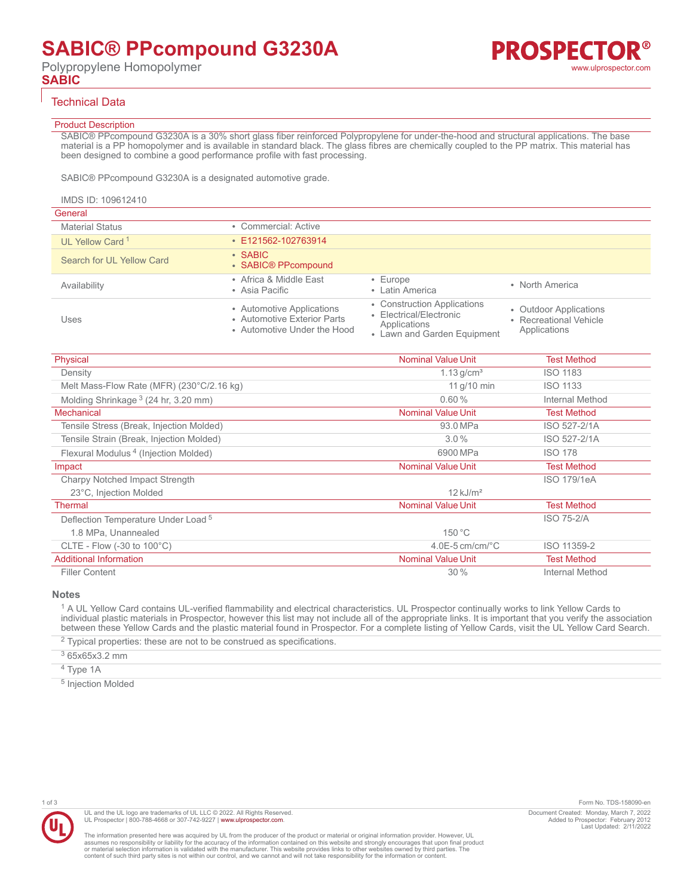# SABIC® PPcompound G3230A

Polypropylene Homopolymer

**SABIC**

## Technical Data

### Product Description

SABIC® PPcompound G3230A is a 30% short glass fiber reinforced Polypropylene for under-the-hood and structural applications. The base material is a PP homopolymer and is available in standard black. The glass fibres are chemically coupled to the PP matrix. This material has been designed to combine a good performance profile with fast processing.

SABIC® PPcompound G3230A is a designated automotive grade.

IMDS ID: 109612410

### General

| | | | |
|---|---|---|---|
| Material Status | • Commercial: Active | | |
| UL Yellow Card [1] | • E121562-102763914 | | |
| Search for UL Yellow Card | • SABIC<br>• SABIC® PPcompound | | |
| Availability | • Africa & Middle East<br>• Asia Pacific | • Europe<br>• Latin America | • North America |
| Uses | • Automotive Applications<br>• Automotive Exterior Parts<br>• Automotive Under the Hood | • Construction Applications<br>• Electrical/Electronic Applications<br>• Lawn and Garden Equipment | • Outdoor Applications<br>• Recreational Vehicle Applications |

| Physical | Nominal Value Unit | Test Method |
|---|---|---|
| Density | 1.13 g/cm³ | ISO 1183 |
| Melt Mass-Flow Rate (MFR) (230°C/2.16 kg) | 11 g/10 min | ISO 1133 |
| Molding Shrinkage [3] (24 hr, 3.20 mm) | 0.60 % | Internal Method |
| **Mechanical** | **Nominal Value Unit** | **Test Method** |
| Tensile Stress (Break, Injection Molded) | 93.0 MPa | ISO 527-2/1A |
| Tensile Strain (Break, Injection Molded) | 3.0 % | ISO 527-2/1A |
| Flexural Modulus [4] (Injection Molded) | 6900 MPa | ISO 178 |
| **Impact** | **Nominal Value Unit** | **Test Method** |
| Charpy Notched Impact Strength | | ISO 179/1eA |
| 23°C, Injection Molded | 12 kJ/m² | |
| **Thermal** | **Nominal Value Unit** | **Test Method** |
| Deflection Temperature Under Load [5] | | ISO 75-2/A |
| 1.8 MPa, Unannealed | 150 °C | |
| CLTE - Flow (-30 to 100°C) | 4.0E-5 cm/cm/°C | ISO 11359-2 |
| **Additional Information** | **Nominal Value Unit** | **Test Method** |
| Filler Content | 30 % | Internal Method |

### Notes

[1] A UL Yellow Card contains UL-verified flammability and electrical characteristics. UL Prospector continually works to link Yellow Cards to individual plastic materials in Prospector, however this list may not include all of the appropriate links. It is important that you verify the association between these Yellow Cards and the plastic material found in Prospector. For a complete listing of Yellow Cards, visit the UL Yellow Card Search.

[2] Typical properties: these are not to be construed as specifications.

[3] 65x65x3.2 mm

[4] Type 1A

[5] Injection Molded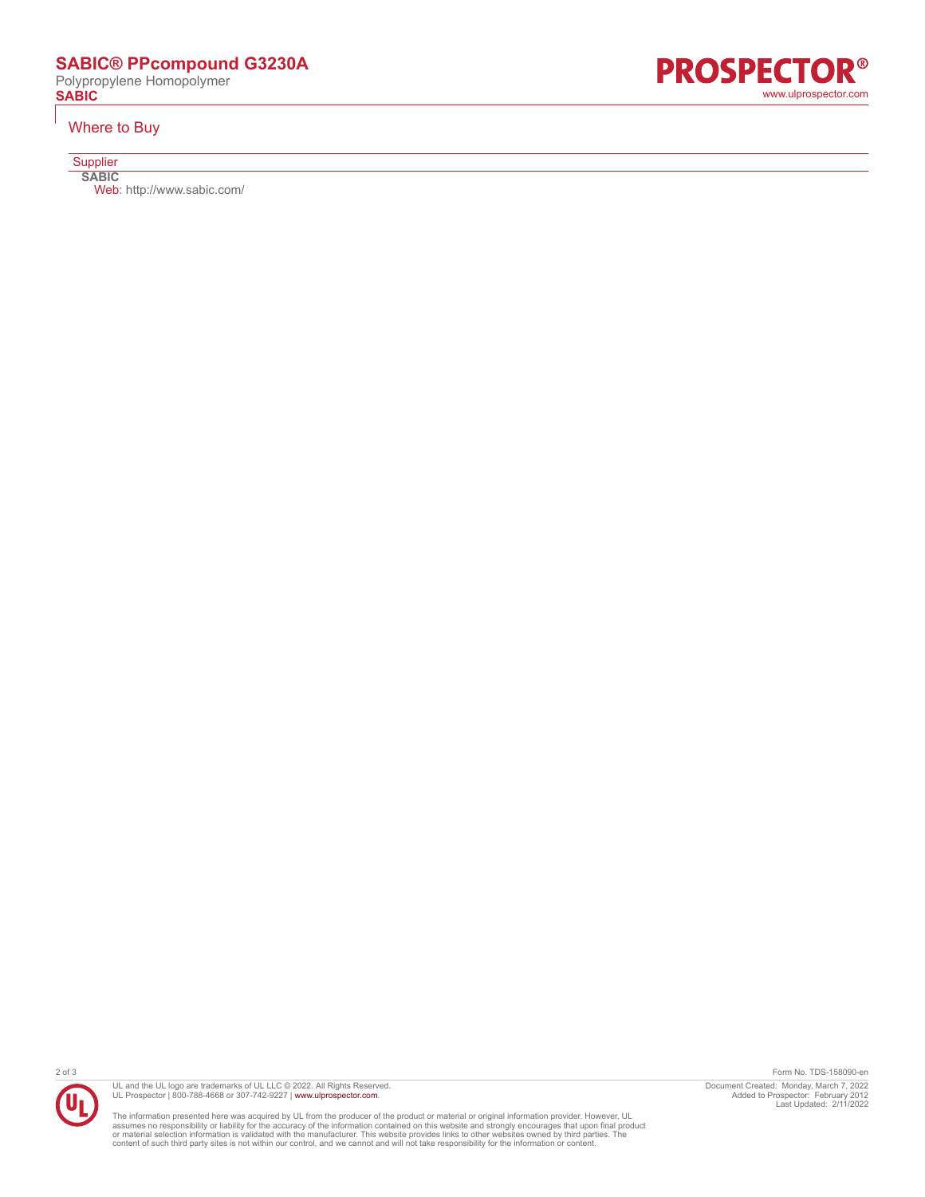## Where to Buy

### Supplier

**SABIC**

Web: http://www.sabic.com/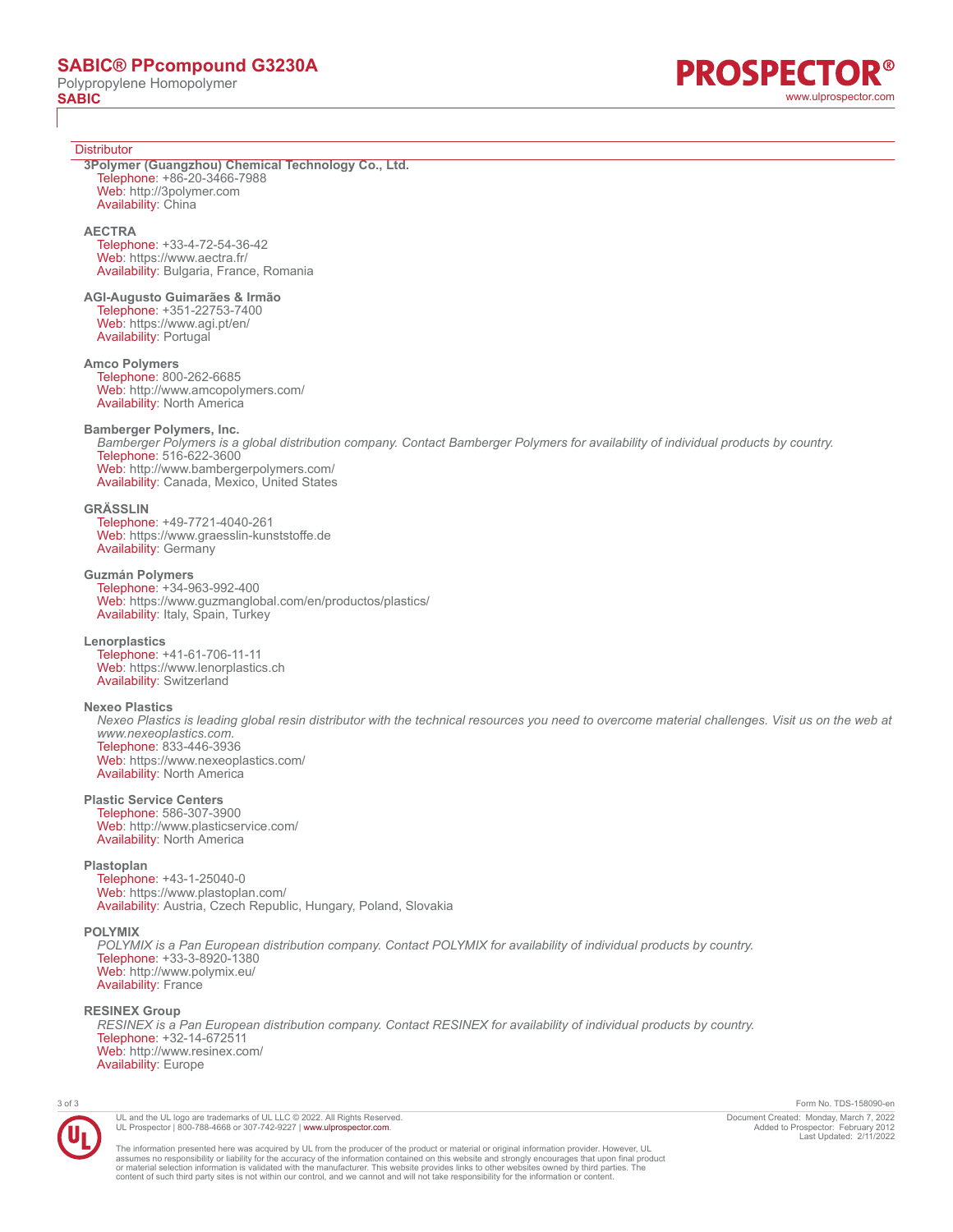## Distributor

**3Polymer (Guangzhou) Chemical Technology Co., Ltd.**
Telephone: +86-20-3466-7988
Web: http://3polymer.com
Availability: China

**AECTRA**
Telephone: +33-4-72-54-36-42
Web: https://www.aectra.fr/
Availability: Bulgaria, France, Romania

**AGI-Augusto Guimarães & Irmão**
Telephone: +351-22753-7400
Web: https://www.agi.pt/en/
Availability: Portugal

**Amco Polymers**
Telephone: 800-262-6685
Web: http://www.amcopolymers.com/
Availability: North America

**Bamberger Polymers, Inc.**
*Bamberger Polymers is a global distribution company. Contact Bamberger Polymers for availability of individual products by country.*
Telephone: 516-622-3600
Web: http://www.bambergerpolymers.com/
Availability: Canada, Mexico, United States

**GRÄSSLIN**
Telephone: +49-7721-4040-261
Web: https://www.graesslin-kunststoffe.de
Availability: Germany

**Guzmán Polymers**
Telephone: +34-963-992-400
Web: https://www.guzmanglobal.com/en/productos/plastics/
Availability: Italy, Spain, Turkey

**Lenorplastics**
Telephone: +41-61-706-11-11
Web: https://www.lenorplastics.ch
Availability: Switzerland

**Nexeo Plastics**
*Nexeo Plastics is leading global resin distributor with the technical resources you need to overcome material challenges. Visit us on the web at www.nexeoplastics.com.*
Telephone: 833-446-3936
Web: https://www.nexeoplastics.com/
Availability: North America

**Plastic Service Centers**
Telephone: 586-307-3900
Web: http://www.plasticservice.com/
Availability: North America

**Plastoplan**
Telephone: +43-1-25040-0
Web: https://www.plastoplan.com/
Availability: Austria, Czech Republic, Hungary, Poland, Slovakia

**POLYMIX**
*POLYMIX is a Pan European distribution company. Contact POLYMIX for availability of individual products by country.*
Telephone: +33-3-8920-1380
Web: http://www.polymix.eu/
Availability: France

**RESINEX Group**
*RESINEX is a Pan European distribution company. Contact RESINEX for availability of individual products by country.*
Telephone: +32-14-672511
Web: http://www.resinex.com/
Availability: Europe